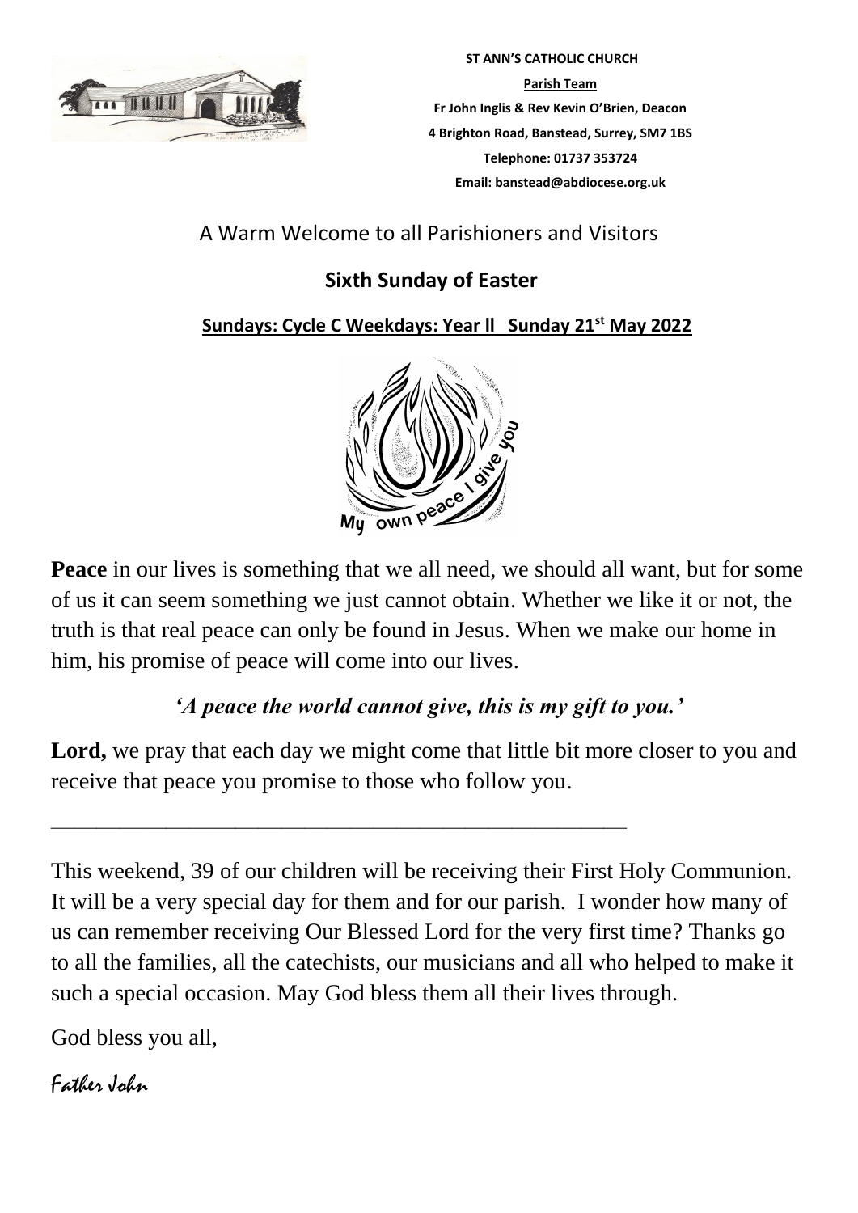**ST ANN'S CATHOLIC CHURCH**

**Parish Team**

**Fr John Inglis & Rev Kevin O'Brien, Deacon**

**4 Brighton Road, Banstead, Surrey, SM7 1BS**

**Telephone: 01737 353724**

**Email: banstead@abdiocese.org.uk**

A Warm Welcome to all Parishioners and Visitors

## Sixth Sunday of Easter

**Sundays: Cycle C Weekdays: Year ll Sunday 21st May 2022**

**Peace** in our lives is something that we all need, we should all want, but for some of us it can seem something we just cannot obtain. Whether we like it or not, the truth is that real peace can only be found in Jesus. When we make our home in him, his promise of peace will come into our lives.

***'A peace the world cannot give, this is my gift to you.'***

**Lord,** we pray that each day we might come that little bit more closer to you and receive that peace you promise to those who follow you.

---

This weekend, 39 of our children will be receiving their First Holy Communion. It will be a very special day for them and for our parish. I wonder how many of us can remember receiving Our Blessed Lord for the very first time? Thanks go to all the families, all the catechists, our musicians and all who helped to make it such a special occasion. May God bless them all their lives through.

God bless you all,

Father John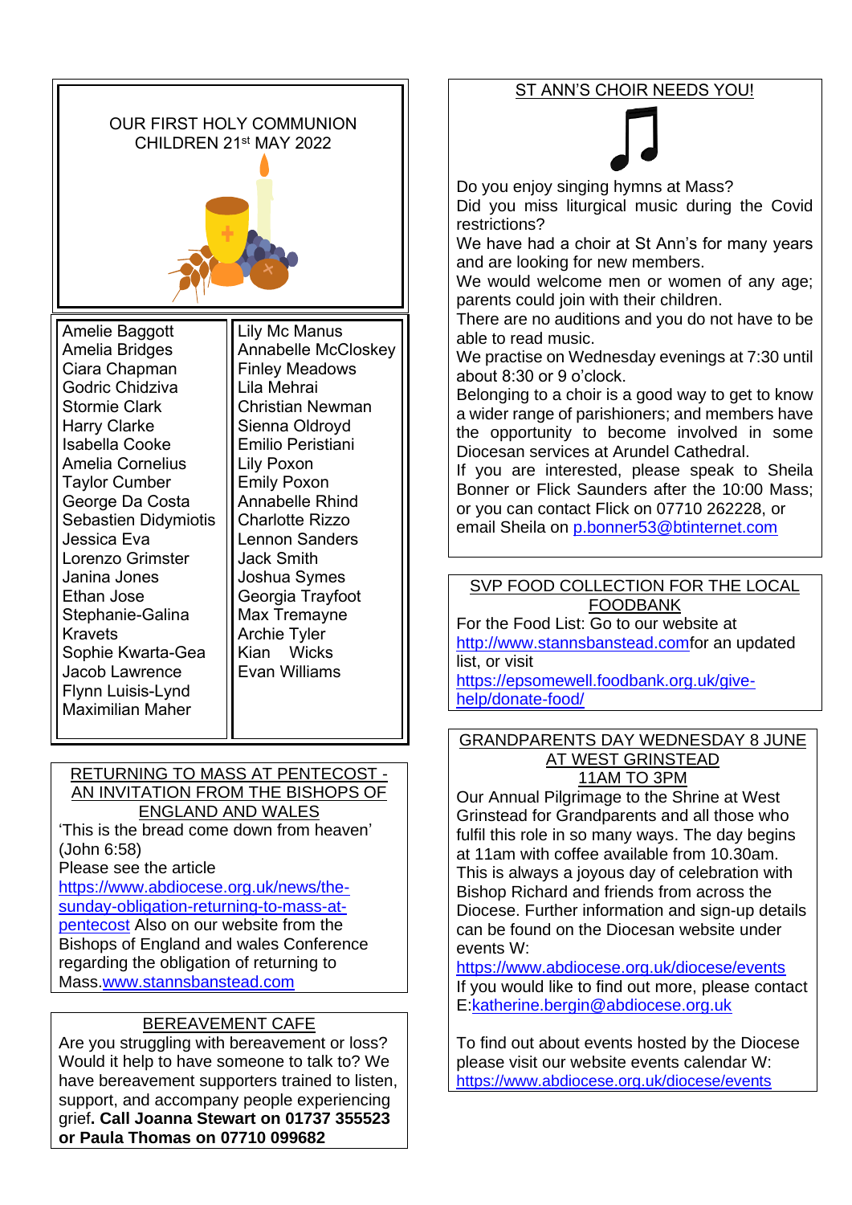## OUR FIRST HOLY COMMUNION CHILDREN 21st MAY 2022

| | |
|---|---|
| Amelie Baggott | Lily Mc Manus |
| Amelia Bridges | Annabelle McCloskey |
| Ciara Chapman | Finley Meadows |
| Godric Chidziva | Lila Mehrai |
| Stormie Clark | Christian Newman |
| Harry Clarke | Sienna Oldroyd |
| Isabella Cooke | Emilio Peristiani |
| Amelia Cornelius | Lily Poxon |
| Taylor Cumber | Emily Poxon |
| George Da Costa | Annabelle Rhind |
| Sebastien Didymiotis | Charlotte Rizzo |
| Jessica Eva | Lennon Sanders |
| Lorenzo Grimster | Jack Smith |
| Janina Jones | Joshua Symes |
| Ethan Jose | Georgia Trayfoot |
| Stephanie-Galina Kravets | Max Tremayne |
| Sophie Kwarta-Gea | Archie Tyler |
| Jacob Lawrence | Kian Wicks |
| Flynn Luisis-Lynd | Evan Williams |
| Maximilian Maher | |

## RETURNING TO MASS AT PENTECOST - AN INVITATION FROM THE BISHOPS OF ENGLAND AND WALES

'This is the bread come down from heaven' (John 6:58)

Please see the article https://www.abdiocese.org.uk/news/the-sunday-obligation-returning-to-mass-at-pentecost Also on our website from the Bishops of England and wales Conference regarding the obligation of returning to Mass.www.stannsbanstead.com

## BEREAVEMENT CAFE

Are you struggling with bereavement or loss? Would it help to have someone to talk to? We have bereavement supporters trained to listen, support, and accompany people experiencing grief**. Call Joanna Stewart on 01737 355523 or Paula Thomas on 07710 099682**

## ST ANN'S CHOIR NEEDS YOU!

Do you enjoy singing hymns at Mass?
Did you miss liturgical music during the Covid restrictions?
We have had a choir at St Ann's for many years and are looking for new members.
We would welcome men or women of any age; parents could join with their children.
There are no auditions and you do not have to be able to read music.
We practise on Wednesday evenings at 7:30 until about 8:30 or 9 o'clock.
Belonging to a choir is a good way to get to know a wider range of parishioners; and members have the opportunity to become involved in some Diocesan services at Arundel Cathedral.
If you are interested, please speak to Sheila Bonner or Flick Saunders after the 10:00 Mass; or you can contact Flick on 07710 262228, or email Sheila on p.bonner53@btinternet.com

## SVP FOOD COLLECTION FOR THE LOCAL FOODBANK

For the Food List: Go to our website at http://www.stannsbanstead.comfor an updated list, or visit https://epsomewell.foodbank.org.uk/give-help/donate-food/

## GRANDPARENTS DAY WEDNESDAY 8 JUNE AT WEST GRINSTEAD 11AM TO 3PM

Our Annual Pilgrimage to the Shrine at West Grinstead for Grandparents and all those who fulfil this role in so many ways. The day begins at 11am with coffee available from 10.30am. This is always a joyous day of celebration with Bishop Richard and friends from across the Diocese. Further information and sign-up details can be found on the Diocesan website under events W: https://www.abdiocese.org.uk/diocese/events
If you would like to find out more, please contact E:katherine.bergin@abdiocese.org.uk

To find out about events hosted by the Diocese please visit our website events calendar W: https://www.abdiocese.org.uk/diocese/events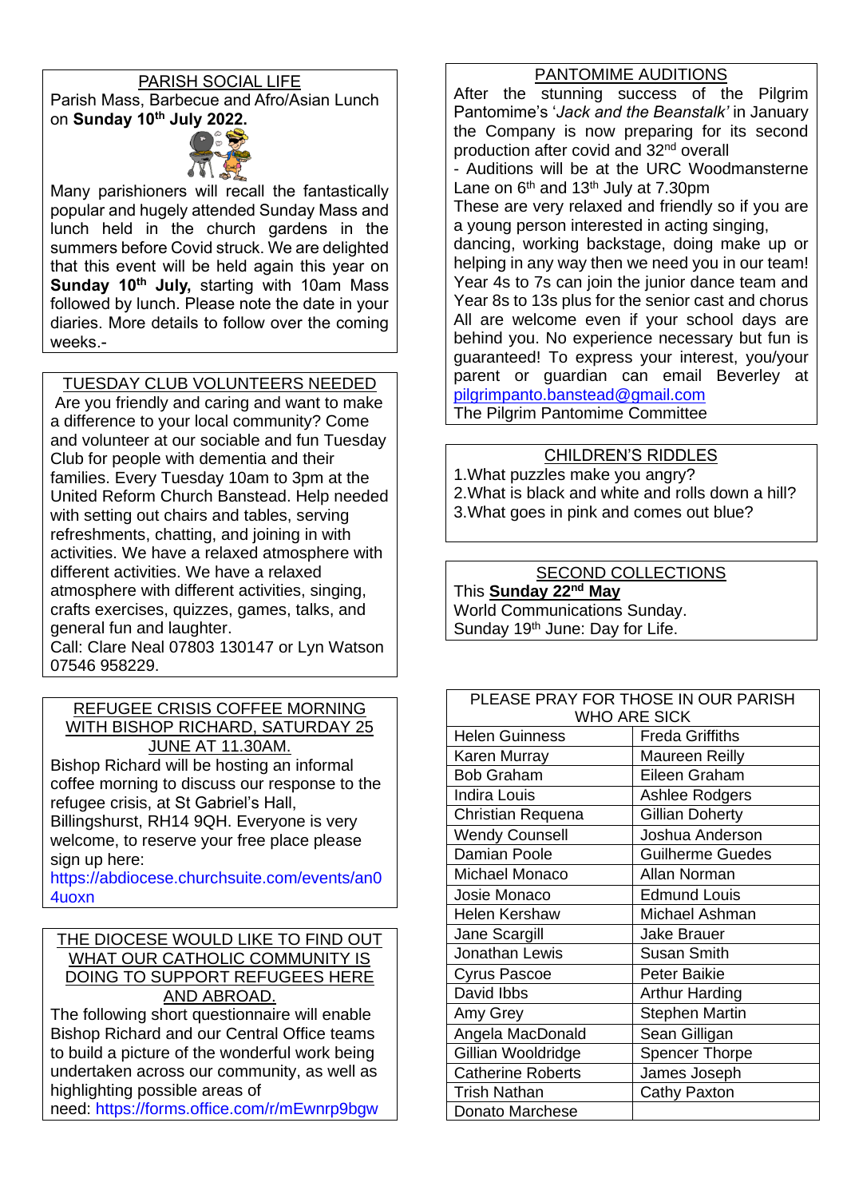## PARISH SOCIAL LIFE

Parish Mass, Barbecue and Afro/Asian Lunch on **Sunday 10th July 2022.**

Many parishioners will recall the fantastically popular and hugely attended Sunday Mass and lunch held in the church gardens in the summers before Covid struck. We are delighted that this event will be held again this year on **Sunday 10th July,** starting with 10am Mass followed by lunch. Please note the date in your diaries. More details to follow over the coming weeks.-

## TUESDAY CLUB VOLUNTEERS NEEDED

Are you friendly and caring and want to make a difference to your local community? Come and volunteer at our sociable and fun Tuesday Club for people with dementia and their families. Every Tuesday 10am to 3pm at the United Reform Church Banstead. Help needed with setting out chairs and tables, serving refreshments, chatting, and joining in with activities. We have a relaxed atmosphere with different activities. We have a relaxed atmosphere with different activities, singing, crafts exercises, quizzes, games, talks, and general fun and laughter.

Call: Clare Neal 07803 130147 or Lyn Watson 07546 958229.

## REFUGEE CRISIS COFFEE MORNING WITH BISHOP RICHARD, SATURDAY 25 JUNE AT 11.30AM.

Bishop Richard will be hosting an informal coffee morning to discuss our response to the refugee crisis, at St Gabriel's Hall, Billingshurst, RH14 9QH. Everyone is very welcome, to reserve your free place please sign up here: https://abdiocese.churchsuite.com/events/an04uoxn

## THE DIOCESE WOULD LIKE TO FIND OUT WHAT OUR CATHOLIC COMMUNITY IS DOING TO SUPPORT REFUGEES HERE AND ABROAD.

The following short questionnaire will enable Bishop Richard and our Central Office teams to build a picture of the wonderful work being undertaken across our community, as well as highlighting possible areas of need: https://forms.office.com/r/mEwnrp9bgw

## PANTOMIME AUDITIONS

After the stunning success of the Pilgrim Pantomime's '*Jack and the Beanstalk'* in January the Company is now preparing for its second production after covid and 32nd overall

- Auditions will be at the URC Woodmansterne Lane on 6th and 13th July at 7.30pm

These are very relaxed and friendly so if you are a young person interested in acting singing, dancing, working backstage, doing make up or helping in any way then we need you in our team! Year 4s to 7s can join the junior dance team and Year 8s to 13s plus for the senior cast and chorus All are welcome even if your school days are behind you. No experience necessary but fun is guaranteed! To express your interest, you/your parent or guardian can email Beverley at pilgrimpanto.banstead@gmail.com

The Pilgrim Pantomime Committee

## CHILDREN'S RIDDLES

1. What puzzles make you angry?
2. What is black and white and rolls down a hill?
3. What goes in pink and comes out blue?

## SECOND COLLECTIONS

This **Sunday 22nd May**

World Communications Sunday.

Sunday 19th June: Day for Life.

## PLEASE PRAY FOR THOSE IN OUR PARISH WHO ARE SICK

| | |
|---|---|
| Helen Guinness | Freda Griffiths |
| Karen Murray | Maureen Reilly |
| Bob Graham | Eileen Graham |
| Indira Louis | Ashlee Rodgers |
| Christian Requena | Gillian Doherty |
| Wendy Counsell | Joshua Anderson |
| Damian Poole | Guilherme Guedes |
| Michael Monaco | Allan Norman |
| Josie Monaco | Edmund Louis |
| Helen Kershaw | Michael Ashman |
| Jane Scargill | Jake Brauer |
| Jonathan Lewis | Susan Smith |
| Cyrus Pascoe | Peter Baikie |
| David Ibbs | Arthur Harding |
| Amy Grey | Stephen Martin |
| Angela MacDonald | Sean Gilligan |
| Gillian Wooldridge | Spencer Thorpe |
| Catherine Roberts | James Joseph |
| Trish Nathan | Cathy Paxton |
| Donato Marchese | |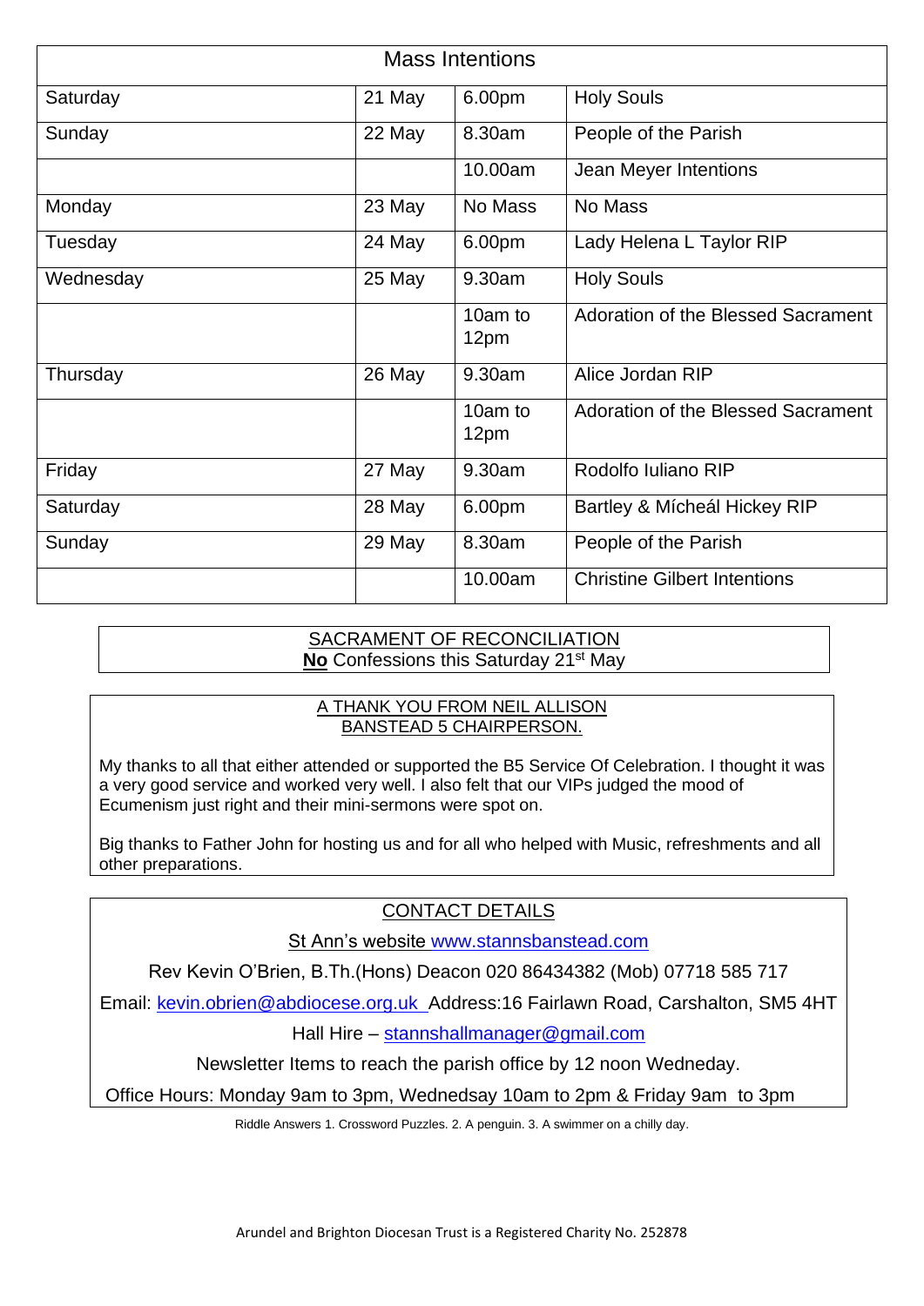| Mass Intentions | | | |
|---|---|---|---|
| Saturday | 21 May | 6.00pm | Holy Souls |
| Sunday | 22 May | 8.30am | People of the Parish |
| | | 10.00am | Jean Meyer Intentions |
| Monday | 23 May | No Mass | No Mass |
| Tuesday | 24 May | 6.00pm | Lady Helena L Taylor RIP |
| Wednesday | 25 May | 9.30am | Holy Souls |
| | | 10am to 12pm | Adoration of the Blessed Sacrament |
| Thursday | 26 May | 9.30am | Alice Jordan RIP |
| | | 10am to 12pm | Adoration of the Blessed Sacrament |
| Friday | 27 May | 9.30am | Rodolfo Iuliano RIP |
| Saturday | 28 May | 6.00pm | Bartley & Mícheál Hickey RIP |
| Sunday | 29 May | 8.30am | People of the Parish |
| | | 10.00am | Christine Gilbert Intentions |

SACRAMENT OF RECONCILIATION

**No** Confessions this Saturday 21st May

A THANK YOU FROM NEIL ALLISON
BANSTEAD 5 CHAIRPERSON.

My thanks to all that either attended or supported the B5 Service Of Celebration. I thought it was a very good service and worked very well. I also felt that our VIPs judged the mood of Ecumenism just right and their mini-sermons were spot on.

Big thanks to Father John for hosting us and for all who helped with Music, refreshments and all other preparations.

CONTACT DETAILS

St Ann's website www.stannsbanstead.com

Rev Kevin O'Brien, B.Th.(Hons) Deacon 020 86434382 (Mob) 07718 585 717

Email: kevin.obrien@abdiocese.org.uk Address:16 Fairlawn Road, Carshalton, SM5 4HT

Hall Hire – stannshallmanager@gmail.com

Newsletter Items to reach the parish office by 12 noon Wedneday.

Office Hours: Monday 9am to 3pm, Wednedsay 10am to 2pm & Friday 9am to 3pm

Riddle Answers 1. Crossword Puzzles. 2. A penguin. 3. A swimmer on a chilly day.

Arundel and Brighton Diocesan Trust is a Registered Charity No. 252878